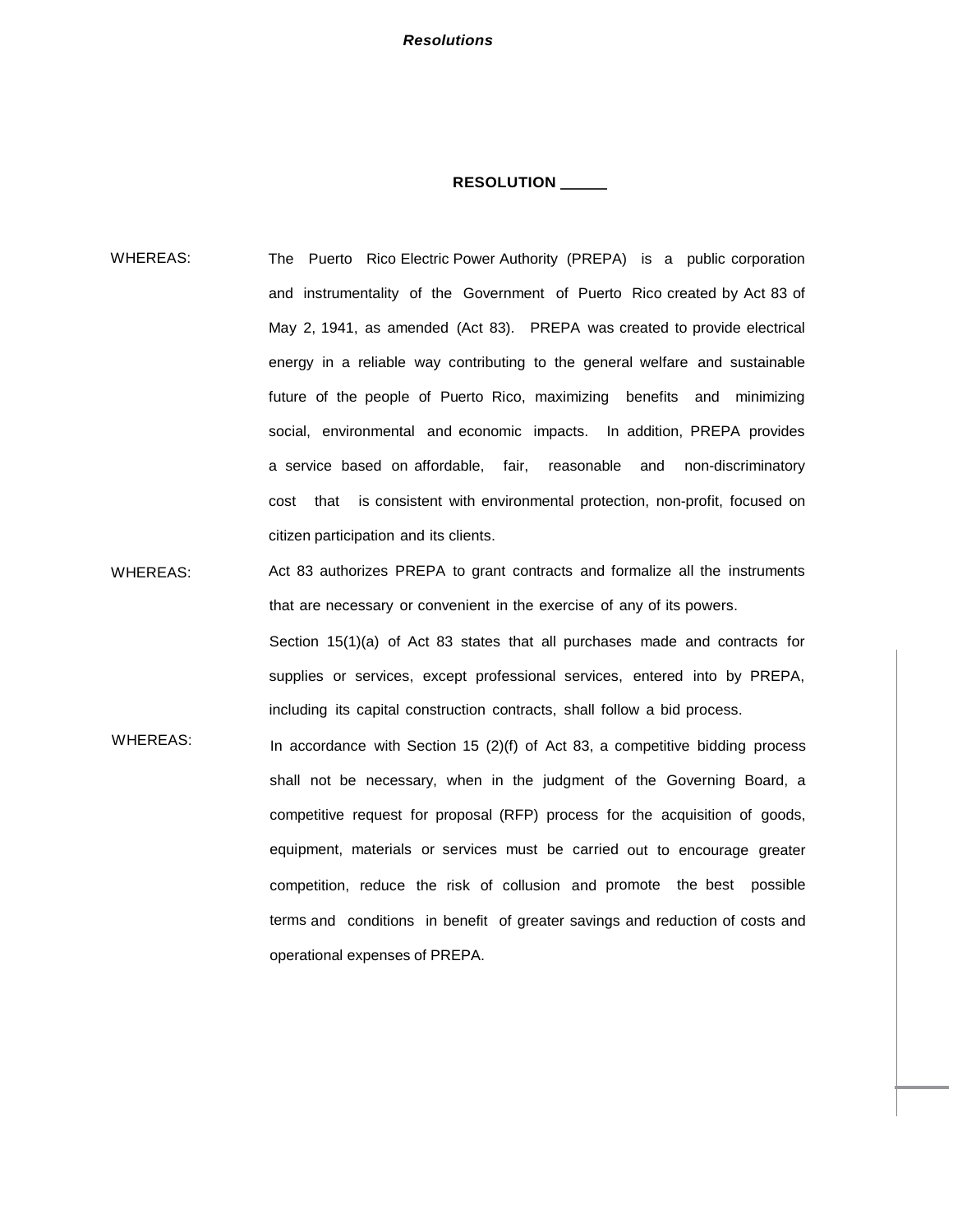*Resolutions*

**RESOLUTION \_\_\_\_\_**

WHEREAS: The Puerto Rico Electric Power Authority (PREPA) is a public corporation and instrumentality of the Government of Puerto Rico created by Act 83 of May 2, 1941, as amended (Act 83). PREPA was created to provide electrical energy in a reliable way contributing to the general welfare and sustainable future of the people of Puerto Rico, maximizing benefits and minimizing social, environmental and economic impacts. In addition, PREPA provides a service based on affordable, fair, reasonable and non-discriminatory cost that is consistent with environmental protection, non-profit, focused on citizen participation and its clients.

WHEREAS: Act 83 authorizes PREPA to grant contracts and formalize all the instruments that are necessary or convenient in the exercise of any of its powers.

Section 15(1)(a) of Act 83 states that all purchases made and contracts for supplies or services, except professional services, entered into by PREPA, including its capital construction contracts, shall follow a bid process.

WHEREAS: In accordance with Section 15 (2)(f) of Act 83, a competitive bidding process shall not be necessary, when in the judgment of the Governing Board, a competitive request for proposal (RFP) process for the acquisition of goods, equipment, materials or services must be carried out to encourage greater competition, reduce the risk of collusion and promote the best possible terms and conditions in benefit of greater savings and reduction of costs and operational expenses of PREPA.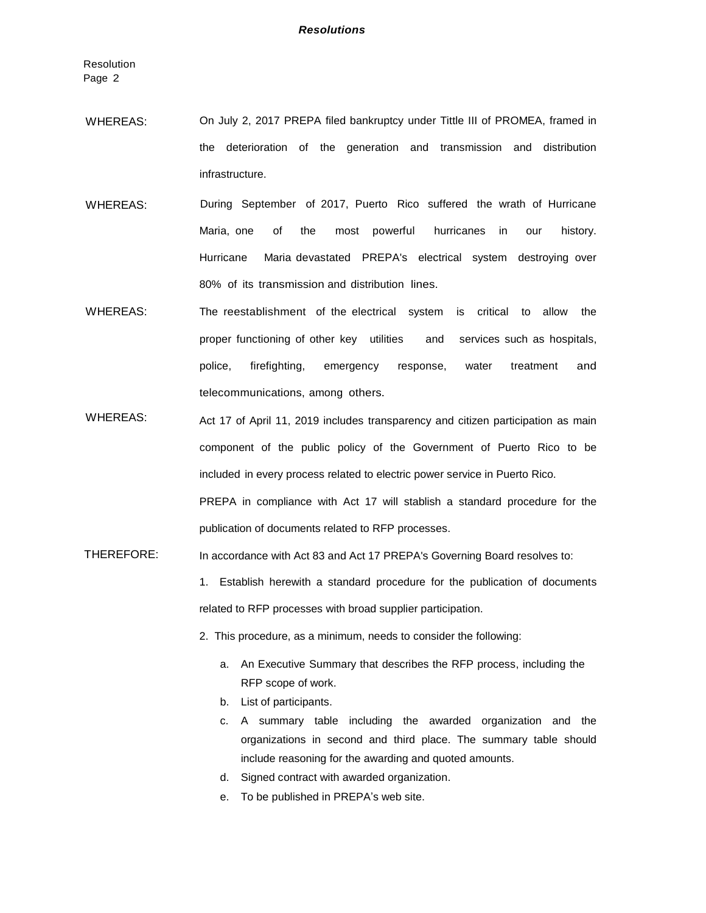WHEREAS: On July 2, 2017 PREPA filed bankruptcy under Tittle III of PROMEA, framed in the deterioration of the generation and transmission and distribution infrastructure.

WHEREAS: During September of 2017, Puerto Rico suffered the wrath of Hurricane Maria, one of the most powerful hurricanes in our history. Hurricane Maria devastated PREPA's electrical system destroying over 80% of its transmission and distribution lines.

WHEREAS: The reestablishment of the electrical system is critical to allow the proper functioning of other key utilities and services such as hospitals, police, firefighting, emergency response, water treatment and telecommunications, among others.

WHEREAS: Act 17 of April 11, 2019 includes transparency and citizen participation as main component of the public policy of the Government of Puerto Rico to be included in every process related to electric power service in Puerto Rico.

PREPA in compliance with Act 17 will stablish a standard procedure for the publication of documents related to RFP processes.

THEREFORE: In accordance with Act 83 and Act 17 PREPA's Governing Board resolves to:

1. Establish herewith a standard procedure for the publication of documents related to RFP processes with broad supplier participation.

2. This procedure, as a minimum, needs to consider the following:

   a. An Executive Summary that describes the RFP process, including the RFP scope of work.
   b. List of participants.
   c. A summary table including the awarded organization and the organizations in second and third place. The summary table should include reasoning for the awarding and quoted amounts.
   d. Signed contract with awarded organization.
   e. To be published in PREPA's web site.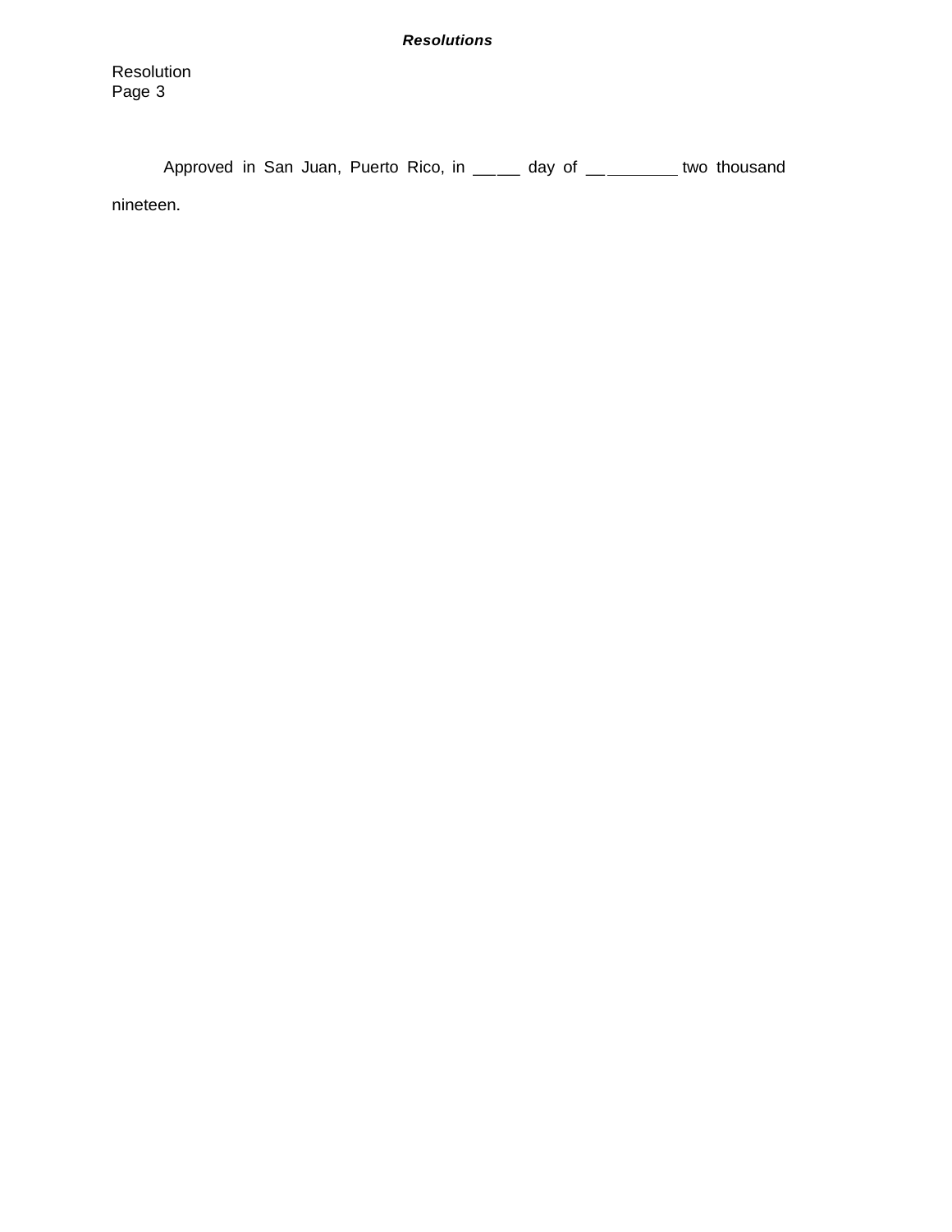Approved in San Juan, Puerto Rico, in _____ day of __________ two thousand nineteen.